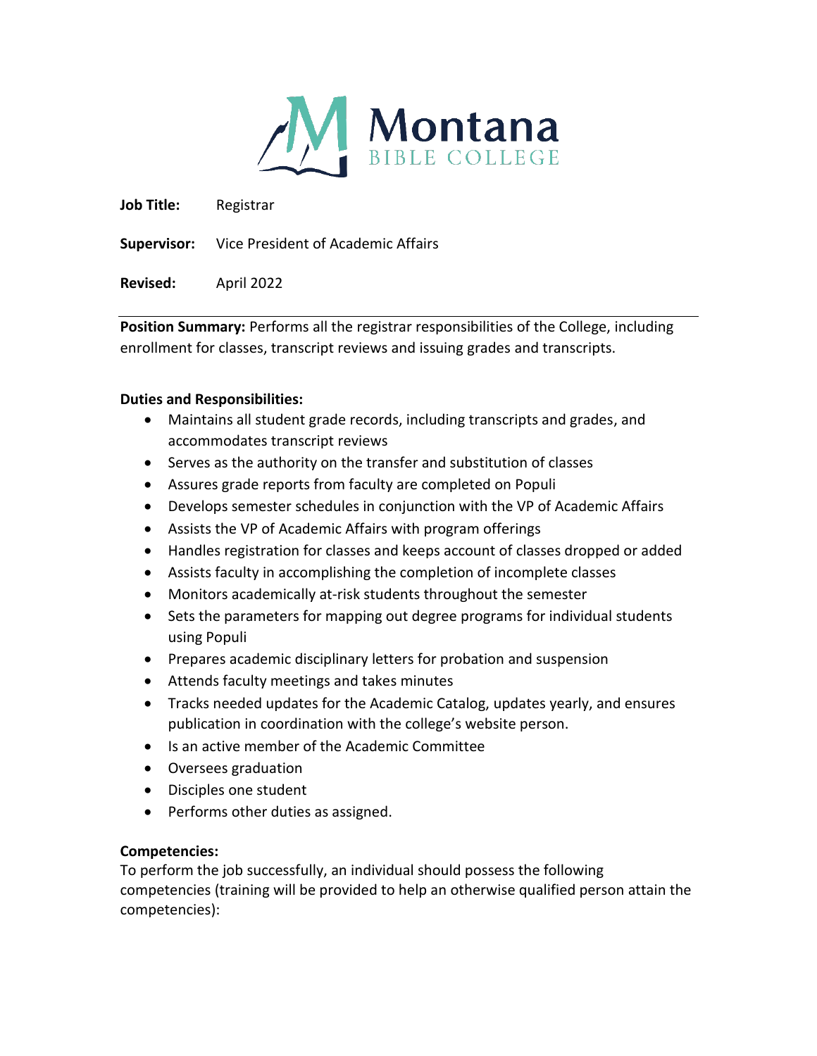Montana
BIBLE COLLEGE

**Job Title:** Registrar

**Supervisor:** Vice President of Academic Affairs

**Revised:** April 2022

---

**Position Summary:** Performs all the registrar responsibilities of the College, including enrollment for classes, transcript reviews and issuing grades and transcripts.

**Duties and Responsibilities:**

- Maintains all student grade records, including transcripts and grades, and accommodates transcript reviews
- Serves as the authority on the transfer and substitution of classes
- Assures grade reports from faculty are completed on Populi
- Develops semester schedules in conjunction with the VP of Academic Affairs
- Assists the VP of Academic Affairs with program offerings
- Handles registration for classes and keeps account of classes dropped or added
- Assists faculty in accomplishing the completion of incomplete classes
- Monitors academically at-risk students throughout the semester
- Sets the parameters for mapping out degree programs for individual students using Populi
- Prepares academic disciplinary letters for probation and suspension
- Attends faculty meetings and takes minutes
- Tracks needed updates for the Academic Catalog, updates yearly, and ensures publication in coordination with the college's website person.
- Is an active member of the Academic Committee
- Oversees graduation
- Disciples one student
- Performs other duties as assigned.

**Competencies:**

To perform the job successfully, an individual should possess the following competencies (training will be provided to help an otherwise qualified person attain the competencies):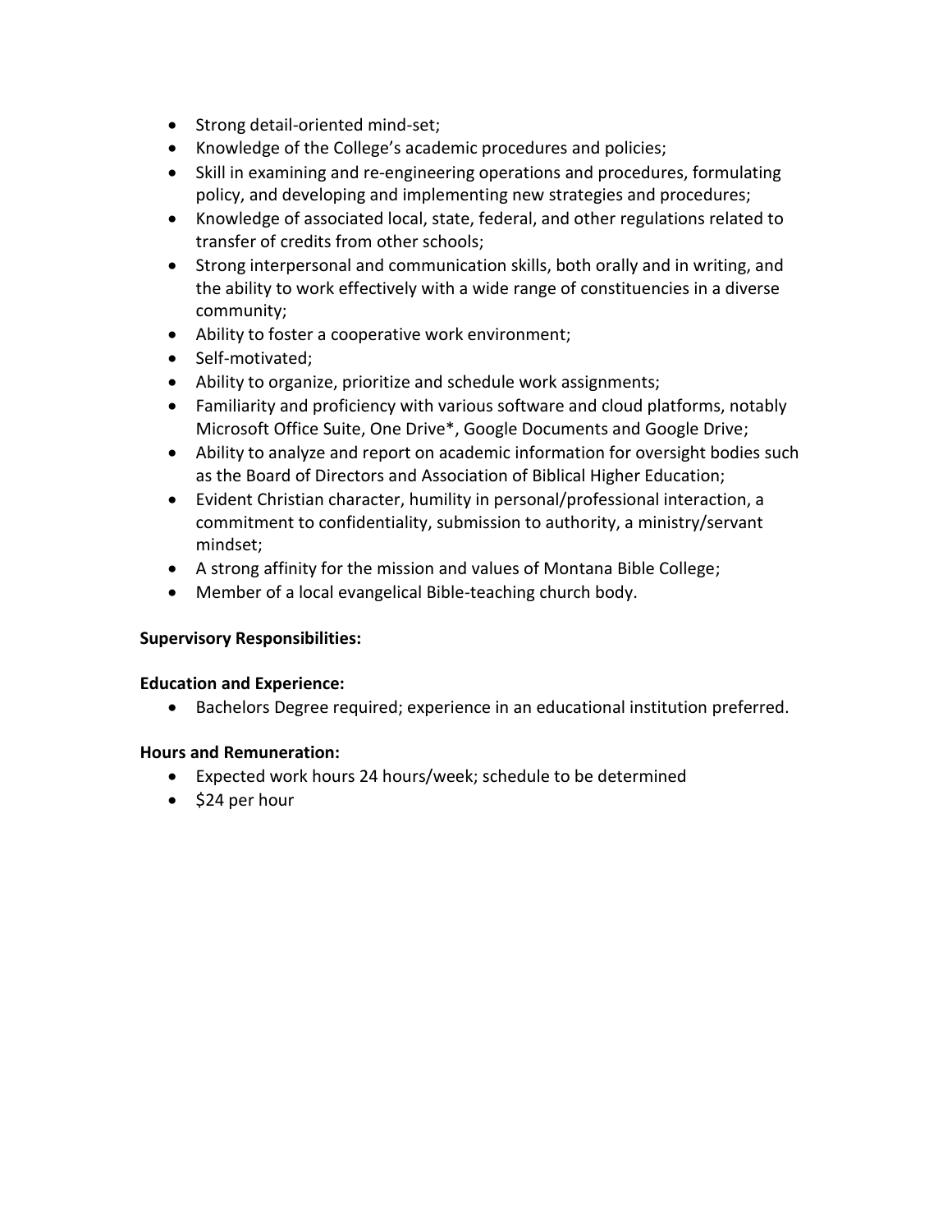- Strong detail-oriented mind-set;
- Knowledge of the College's academic procedures and policies;
- Skill in examining and re-engineering operations and procedures, formulating policy, and developing and implementing new strategies and procedures;
- Knowledge of associated local, state, federal, and other regulations related to transfer of credits from other schools;
- Strong interpersonal and communication skills, both orally and in writing, and the ability to work effectively with a wide range of constituencies in a diverse community;
- Ability to foster a cooperative work environment;
- Self-motivated;
- Ability to organize, prioritize and schedule work assignments;
- Familiarity and proficiency with various software and cloud platforms, notably Microsoft Office Suite, One Drive*, Google Documents and Google Drive;
- Ability to analyze and report on academic information for oversight bodies such as the Board of Directors and Association of Biblical Higher Education;
- Evident Christian character, humility in personal/professional interaction, a commitment to confidentiality, submission to authority, a ministry/servant mindset;
- A strong affinity for the mission and values of Montana Bible College;
- Member of a local evangelical Bible-teaching church body.

**Supervisory Responsibilities:**

**Education and Experience:**

- Bachelors Degree required; experience in an educational institution preferred.

**Hours and Remuneration:**

- Expected work hours 24 hours/week; schedule to be determined
- $24 per hour